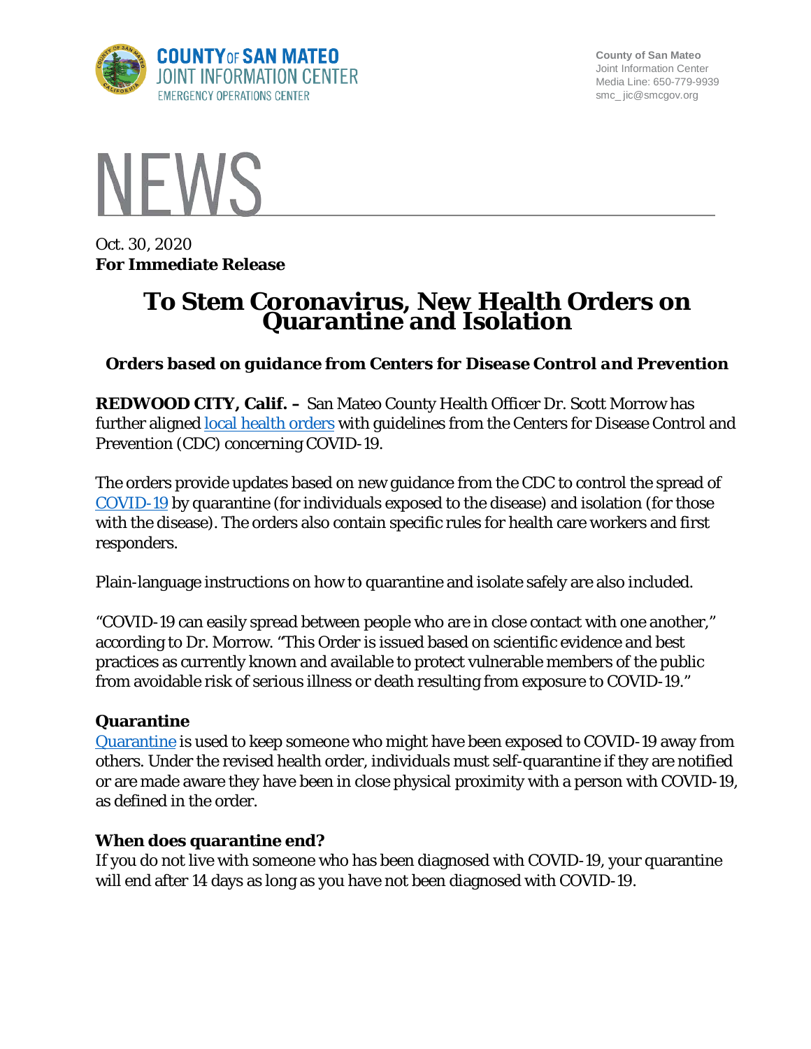COUNTY OF SAN MATEO
JOINT INFORMATION CENTER
EMERGENCY OPERATIONS CENTER

County of San Mateo
Joint Information Center
Media Line: 650-779-9939
smc_ jic@smcgov.org

# NEWS

Oct. 30, 2020
**For Immediate Release**

# To Stem Coronavirus, New Health Orders on Quarantine and Isolation

***Orders based on guidance from Centers for Disease Control and Prevention***

**REDWOOD CITY, Calif. –** San Mateo County Health Officer Dr. Scott Morrow has further aligned local health orders with guidelines from the Centers for Disease Control and Prevention (CDC) concerning COVID-19.

The orders provide updates based on new guidance from the CDC to control the spread of COVID-19 by quarantine (for individuals exposed to the disease) and isolation (for those with the disease). The orders also contain specific rules for health care workers and first responders.

Plain-language instructions on how to quarantine and isolate safely are also included.

"COVID-19 can easily spread between people who are in close contact with one another," according to Dr. Morrow. "This Order is issued based on scientific evidence and best practices as currently known and available to protect vulnerable members of the public from avoidable risk of serious illness or death resulting from exposure to COVID-19."

### Quarantine

Quarantine is used to keep someone who might have been exposed to COVID-19 away from others. Under the revised health order, individuals must self-quarantine if they are notified or are made aware they have been in close physical proximity with a person with COVID-19, as defined in the order.

### When does quarantine end?

If you do not live with someone who has been diagnosed with COVID-19, your quarantine will end after 14 days as long as you have not been diagnosed with COVID-19.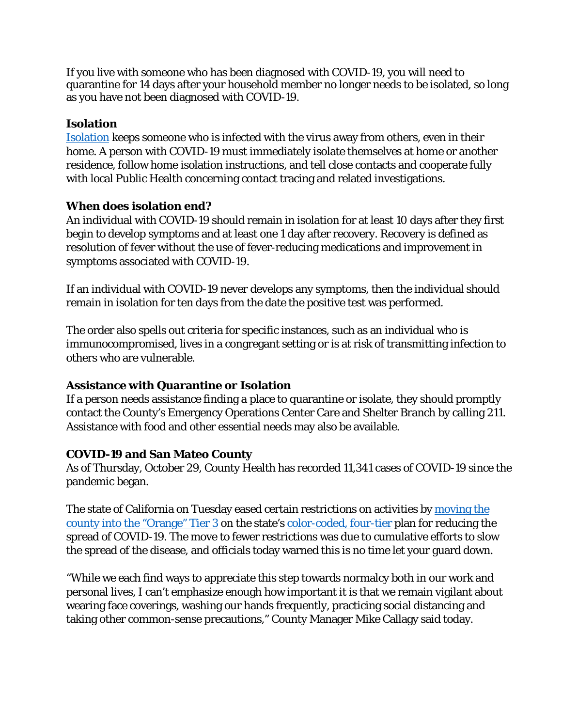If you live with someone who has been diagnosed with COVID-19, you will need to quarantine for 14 days after your household member no longer needs to be isolated, so long as you have not been diagnosed with COVID-19.

**Isolation**

[Isolation] keeps someone who is infected with the virus away from others, even in their home. A person with COVID-19 must immediately isolate themselves at home or another residence, follow home isolation instructions, and tell close contacts and cooperate fully with local Public Health concerning contact tracing and related investigations.

**When does isolation end?**

An individual with COVID-19 should remain in isolation for at least 10 days after they first begin to develop symptoms and at least one 1 day after recovery. Recovery is defined as resolution of fever without the use of fever-reducing medications and improvement in symptoms associated with COVID-19.

If an individual with COVID-19 never develops any symptoms, then the individual should remain in isolation for ten days from the date the positive test was performed.

The order also spells out criteria for specific instances, such as an individual who is immunocompromised, lives in a congregant setting or is at risk of transmitting infection to others who are vulnerable.

**Assistance with Quarantine or Isolation**

If a person needs assistance finding a place to quarantine or isolate, they should promptly contact the County's Emergency Operations Center Care and Shelter Branch by calling 211. Assistance with food and other essential needs may also be available.

**COVID-19 and San Mateo County**

As of Thursday, October 29, County Health has recorded 11,341 cases of COVID-19 since the pandemic began.

The state of California on Tuesday eased certain restrictions on activities by moving the county into the "Orange" Tier 3 on the state's color-coded, four-tier plan for reducing the spread of COVID-19. The move to fewer restrictions was due to cumulative efforts to slow the spread of the disease, and officials today warned this is no time let your guard down.

"While we each find ways to appreciate this step towards normalcy both in our work and personal lives, I can't emphasize enough how important it is that we remain vigilant about wearing face coverings, washing our hands frequently, practicing social distancing and taking other common-sense precautions," County Manager Mike Callagy said today.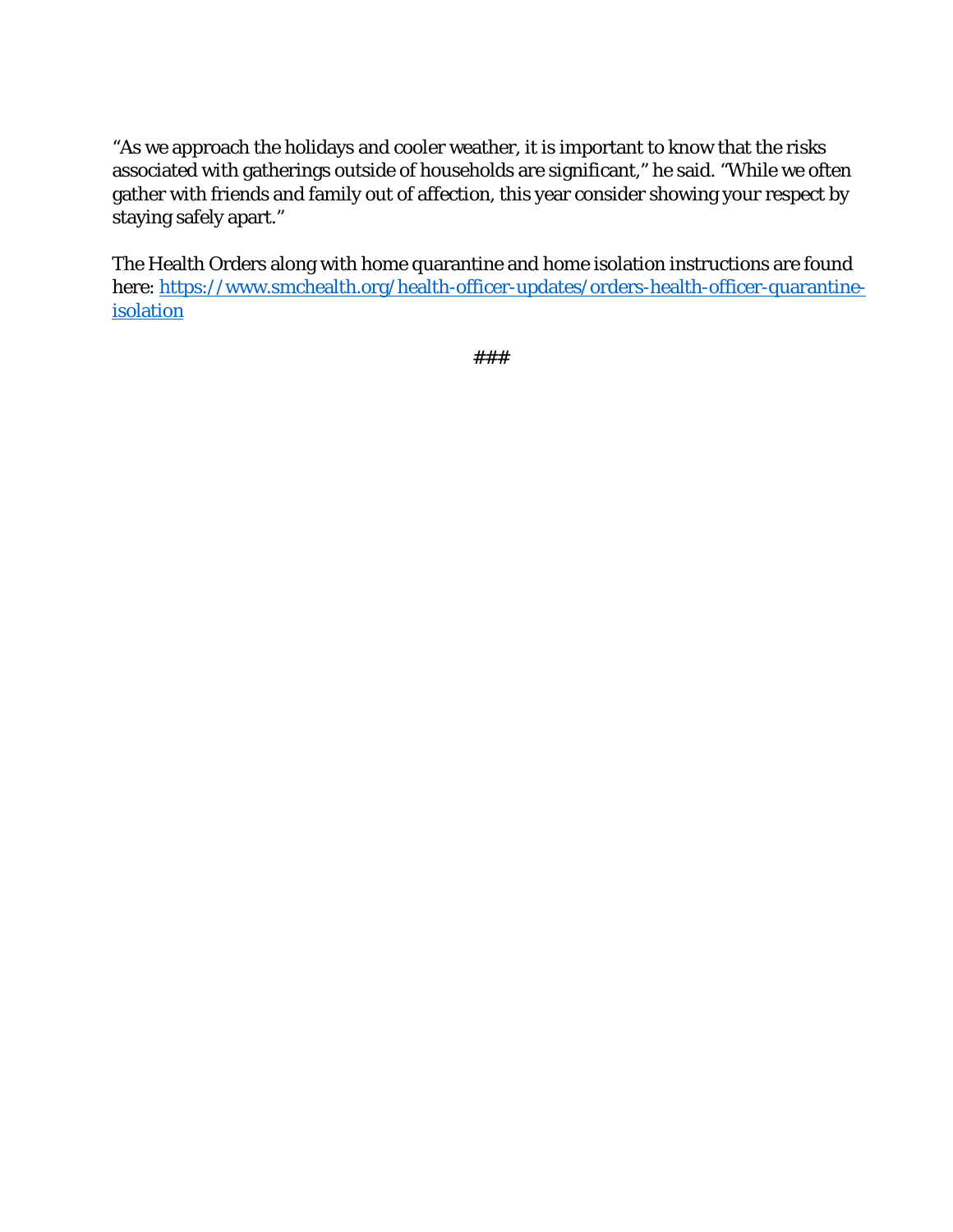“As we approach the holidays and cooler weather, it is important to know that the risks associated with gatherings outside of households are significant,” he said. “While we often gather with friends and family out of affection, this year consider showing your respect by staying safely apart.”

The Health Orders along with home quarantine and home isolation instructions are found here: [https://www.smchealth.org/health-officer-updates/orders-health-officer-quarantine-isolation](https://www.smchealth.org/health-officer-updates/orders-health-officer-quarantine-isolation)

###